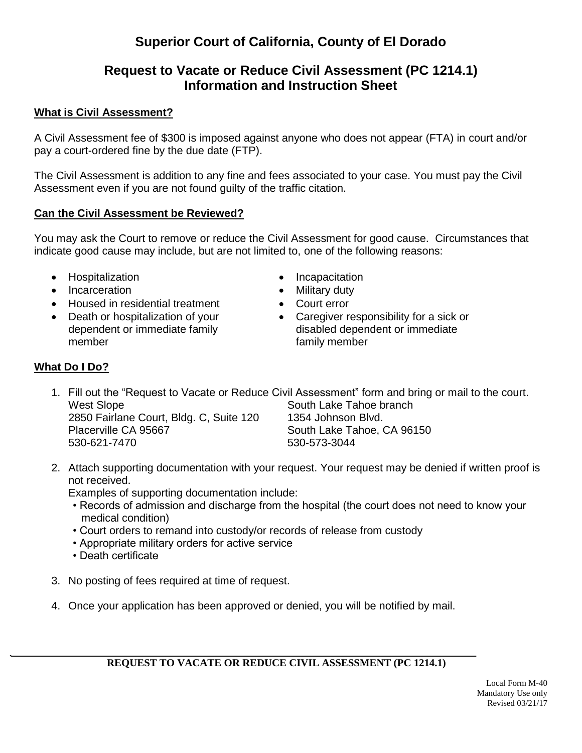# Superior Court of California, County of El Dorado

## Request to Vacate or Reduce Civil Assessment (PC 1214.1) Information and Instruction Sheet

### What is Civil Assessment?

A Civil Assessment fee of $300 is imposed against anyone who does not appear (FTA) in court and/or pay a court-ordered fine by the due date (FTP).

The Civil Assessment is addition to any fine and fees associated to your case. You must pay the Civil Assessment even if you are not found guilty of the traffic citation.

### Can the Civil Assessment be Reviewed?

You may ask the Court to remove or reduce the Civil Assessment for good cause. Circumstances that indicate good cause may include, but are not limited to, one of the following reasons:

- Hospitalization
- Incarceration
- Housed in residential treatment
- Death or hospitalization of your dependent or immediate family member
- Incapacitation
- Military duty
- Court error
- Caregiver responsibility for a sick or disabled dependent or immediate family member

### What Do I Do?

1. Fill out the "Request to Vacate or Reduce Civil Assessment" form and bring or mail to the court.

   West Slope
   2850 Fairlane Court, Bldg. C, Suite 120
   Placerville CA 95667
   530-621-7470

   South Lake Tahoe branch
   1354 Johnson Blvd.
   South Lake Tahoe, CA 96150
   530-573-3044

2. Attach supporting documentation with your request. Your request may be denied if written proof is not received.
   Examples of supporting documentation include:
   - Records of admission and discharge from the hospital (the court does not need to know your medical condition)
   - Court orders to remand into custody/or records of release from custody
   - Appropriate military orders for active service
   - Death certificate

3. No posting of fees required at time of request.

4. Once your application has been approved or denied, you will be notified by mail.

**REQUEST TO VACATE OR REDUCE CIVIL ASSESSMENT (PC 1214.1)**

Local Form M-40
Mandatory Use only
Revised 03/21/17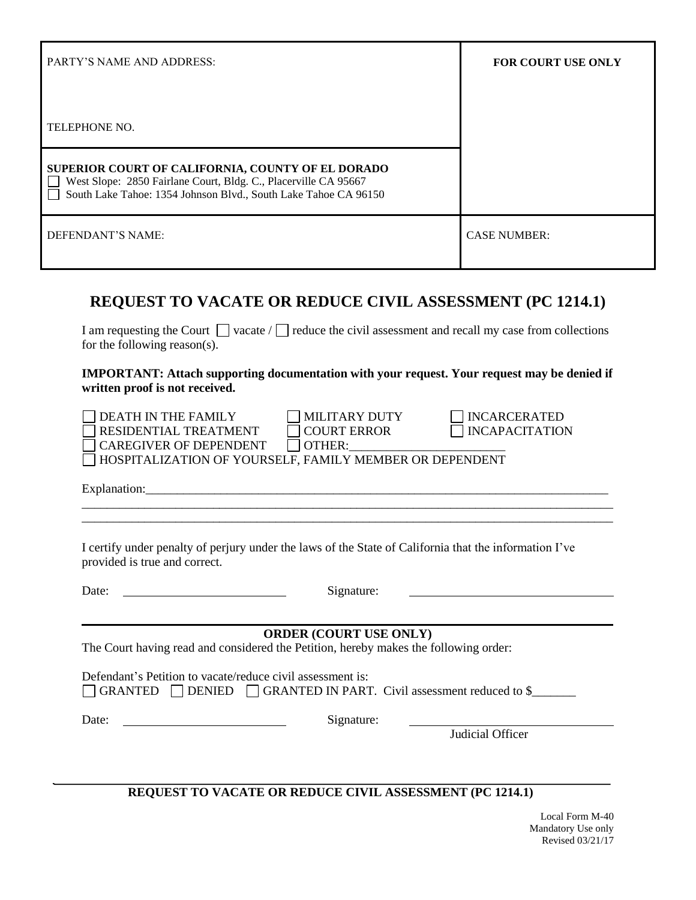| PARTY'S NAME AND ADDRESS:<br><br><br>TELEPHONE NO. | **FOR COURT USE ONLY** |
|---|---|
| **SUPERIOR COURT OF CALIFORNIA, COUNTY OF EL DORADO**<br>☐ West Slope: 2850 Fairlane Court, Bldg. C., Placerville CA 95667<br>☐ South Lake Tahoe: 1354 Johnson Blvd., South Lake Tahoe CA 96150 | |
| DEFENDANT'S NAME: | CASE NUMBER: |

## REQUEST TO VACATE OR REDUCE CIVIL ASSESSMENT (PC 1214.1)

I am requesting the Court ☐ vacate / ☐ reduce the civil assessment and recall my case from collections for the following reason(s).

**IMPORTANT: Attach supporting documentation with your request. Your request may be denied if written proof is not received.**

☐ DEATH IN THE FAMILY ☐ MILITARY DUTY ☐ INCARCERATED
☐ RESIDENTIAL TREATMENT ☐ COURT ERROR ☐ INCAPACITATION
☐ CAREGIVER OF DEPENDENT ☐ OTHER:_________________________
☐ HOSPITALIZATION OF YOURSELF, FAMILY MEMBER OR DEPENDENT

Explanation:_____________________________________________________________________________
________________________________________________________________________________________
________________________________________________________________________________________

I certify under penalty of perjury under the laws of the State of California that the information I've provided is true and correct.

Date: ____________________ Signature: ____________________

**ORDER (COURT USE ONLY)**

The Court having read and considered the Petition, hereby makes the following order:

Defendant's Petition to vacate/reduce civil assessment is:
☐ GRANTED ☐ DENIED ☐ GRANTED IN PART. Civil assessment reduced to $_______

Date: ____________________ Signature: ____________________
Judicial Officer

**REQUEST TO VACATE OR REDUCE CIVIL ASSESSMENT (PC 1214.1)**

Local Form M-40
Mandatory Use only
Revised 03/21/17